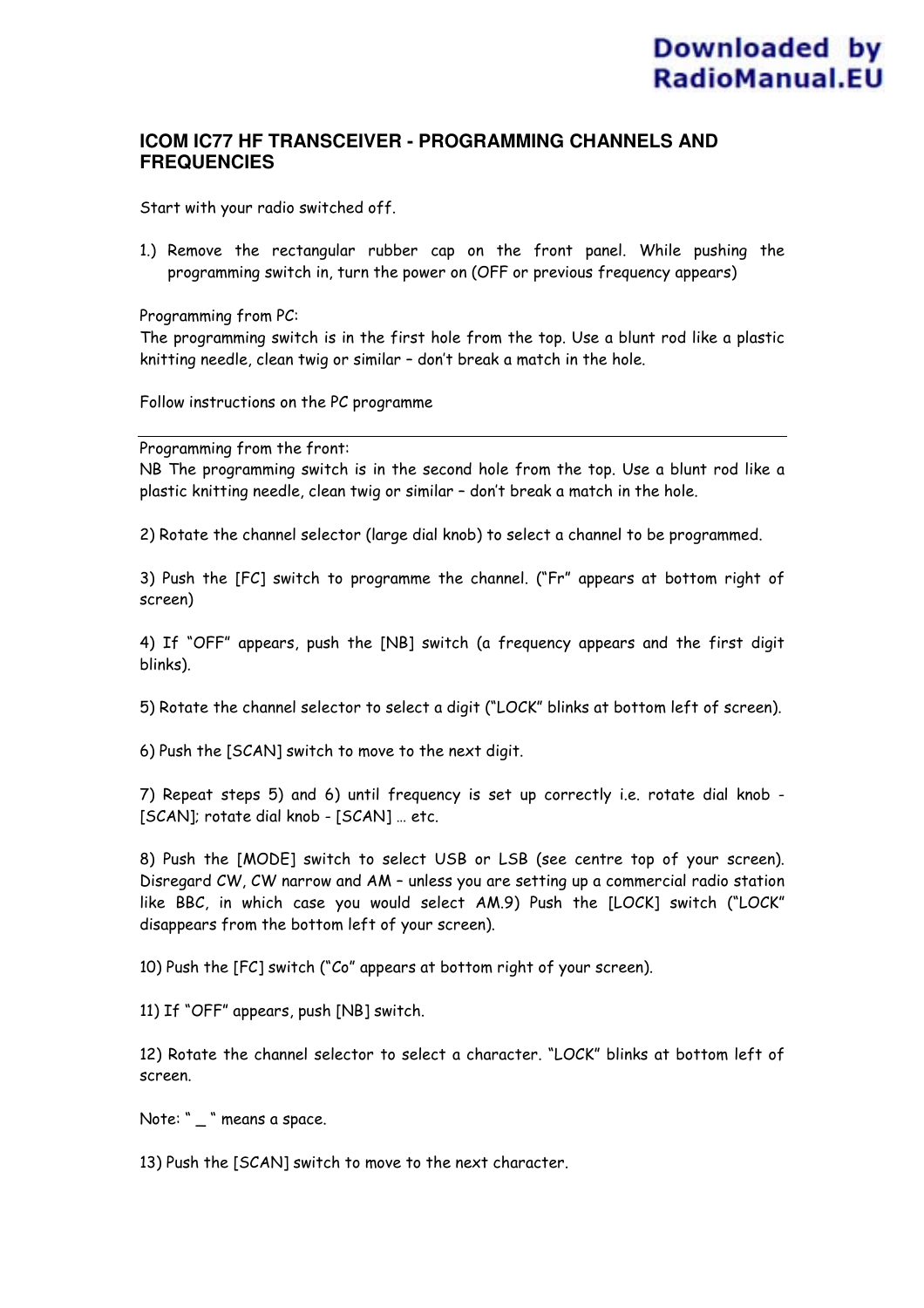## ICOM IC77 HF TRANSCEIVER - PROGRAMMING CHANNELS AND FREQUENCIES

Start with your radio switched off.

1.) Remove the rectangular rubber cap on the front panel. While pushing the programming switch in, turn the power on (OFF or previous frequency appears)

Programming from PC:
The programming switch is in the first hole from the top. Use a blunt rod like a plastic knitting needle, clean twig or similar – don't break a match in the hole.

Follow instructions on the PC programme

---

Programming from the front:
NB The programming switch is in the second hole from the top. Use a blunt rod like a plastic knitting needle, clean twig or similar – don't break a match in the hole.

2) Rotate the channel selector (large dial knob) to select a channel to be programmed.

3) Push the [FC] switch to programme the channel. ("Fr" appears at bottom right of screen)

4) If "OFF" appears, push the [NB] switch (a frequency appears and the first digit blinks).

5) Rotate the channel selector to select a digit ("LOCK" blinks at bottom left of screen).

6) Push the [SCAN] switch to move to the next digit.

7) Repeat steps 5) and 6) until frequency is set up correctly i.e. rotate dial knob - [SCAN]; rotate dial knob - [SCAN] … etc.

8) Push the [MODE] switch to select USB or LSB (see centre top of your screen). Disregard CW, CW narrow and AM – unless you are setting up a commercial radio station like BBC, in which case you would select AM.9) Push the [LOCK] switch ("LOCK" disappears from the bottom left of your screen).

10) Push the [FC] switch ("Co" appears at bottom right of your screen).

11) If "OFF" appears, push [NB] switch.

12) Rotate the channel selector to select a character. "LOCK" blinks at bottom left of screen.

Note: " _ " means a space.

13) Push the [SCAN] switch to move to the next character.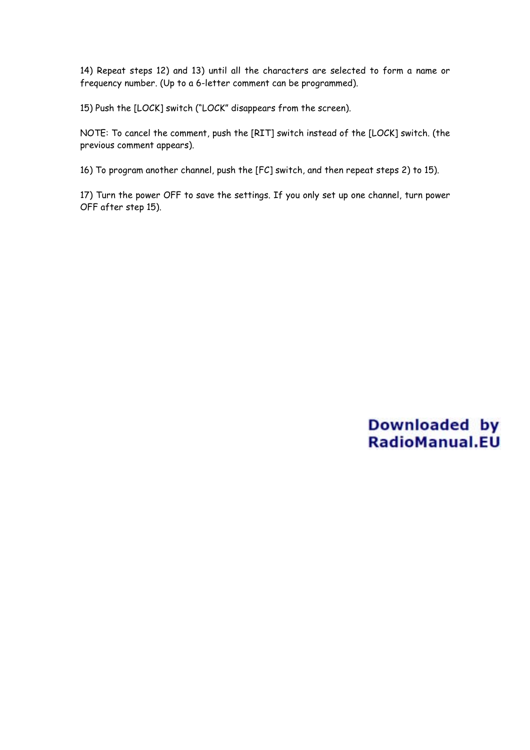14) Repeat steps 12) and 13) until all the characters are selected to form a name or frequency number. (Up to a 6-letter comment can be programmed).

15) Push the [LOCK] switch ("LOCK" disappears from the screen).

NOTE: To cancel the comment, push the [RIT] switch instead of the [LOCK] switch. (the previous comment appears).

16) To program another channel, push the [FC] switch, and then repeat steps 2) to 15).

17) Turn the power OFF to save the settings. If you only set up one channel, turn power OFF after step 15).

**Downloaded by RadioManual.EU**